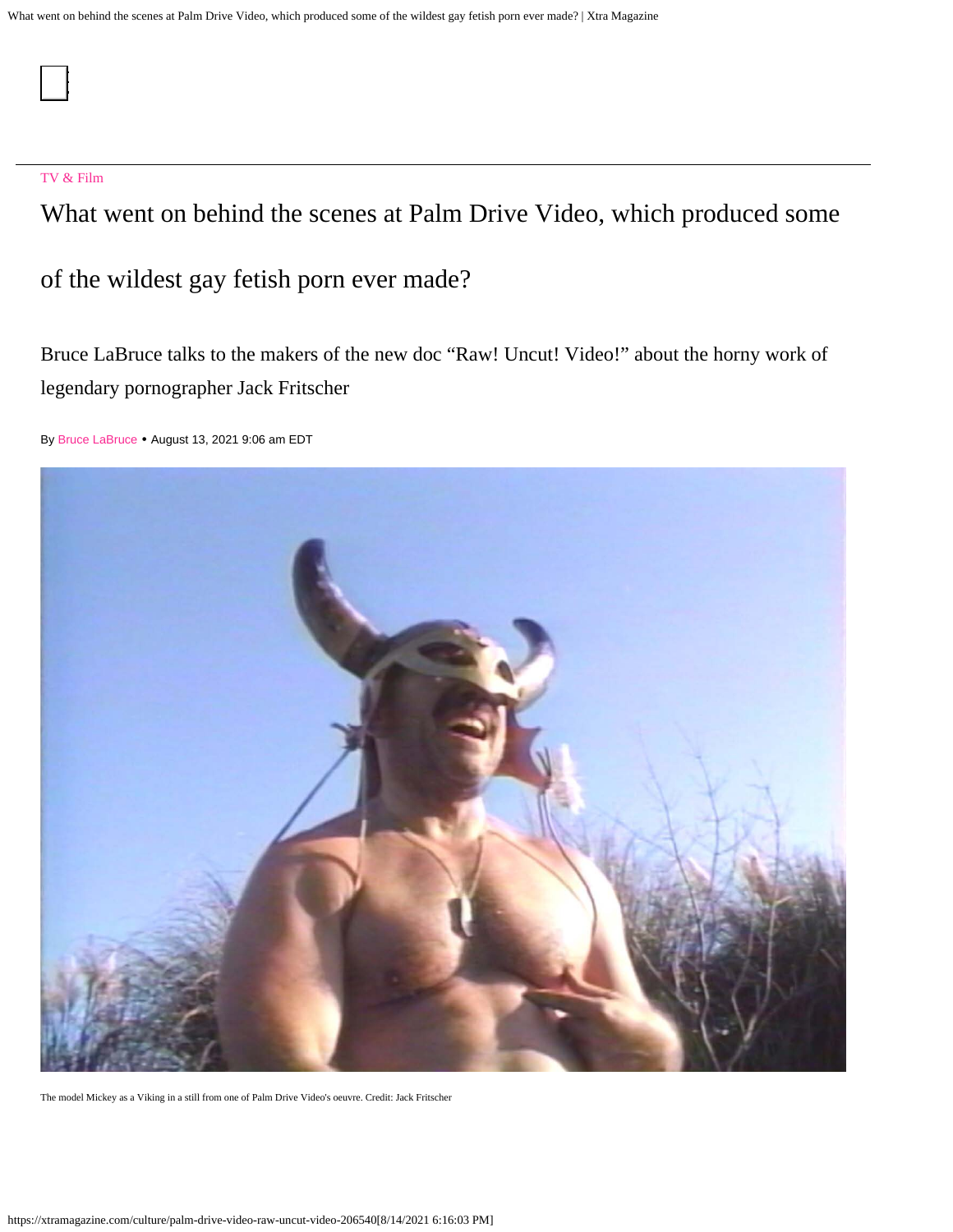TV & Film

# What went on behind the scenes at Palm Drive Video, which produced some of the wildest gay fetish porn ever made?

Bruce LaBruce talks to the makers of the new doc "Raw! Uncut! Video!" about the horny work of legendary pornographer Jack Fritscher

By Bruce LaBruce • August 13, 2021 9:06 am EDT

The model Mickey as a Viking in a still from one of Palm Drive Video's oeuvre. Credit: Jack Fritscher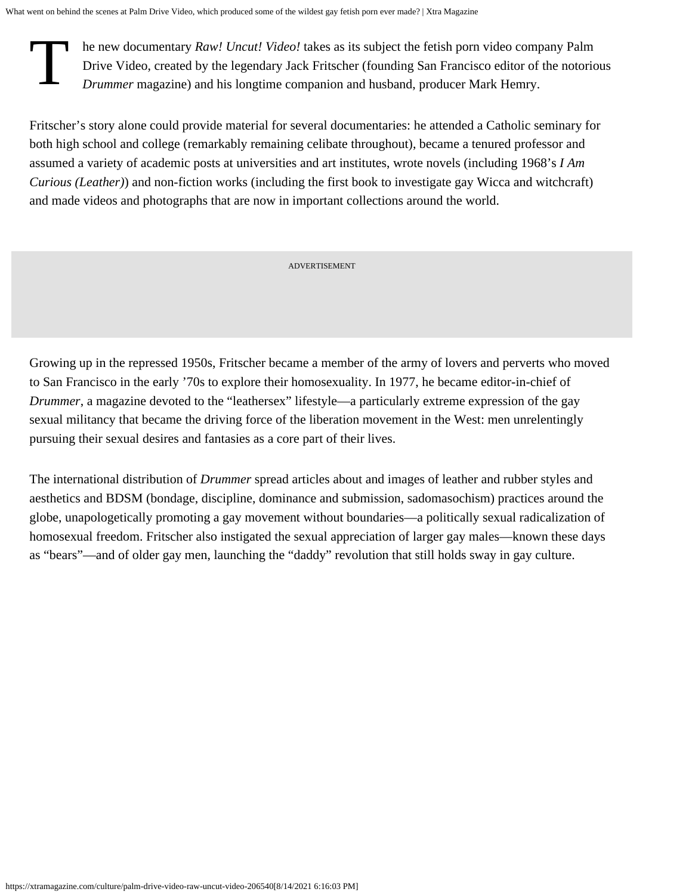The new documentary *Raw! Uncut! Video!* takes as its subject the fetish porn video company Palm Drive Video, created by the legendary Jack Fritscher (founding San Francisco editor of the notorious *Drummer* magazine) and his longtime companion and husband, producer Mark Hemry.

Fritscher's story alone could provide material for several documentaries: he attended a Catholic seminary for both high school and college (remarkably remaining celibate throughout), became a tenured professor and assumed a variety of academic posts at universities and art institutes, wrote novels (including 1968's *I Am Curious (Leather)*) and non-fiction works (including the first book to investigate gay Wicca and witchcraft) and made videos and photographs that are now in important collections around the world.

ADVERTISEMENT

Growing up in the repressed 1950s, Fritscher became a member of the army of lovers and perverts who moved to San Francisco in the early '70s to explore their homosexuality. In 1977, he became editor-in-chief of *Drummer*, a magazine devoted to the "leathersex" lifestyle—a particularly extreme expression of the gay sexual militancy that became the driving force of the liberation movement in the West: men unrelentingly pursuing their sexual desires and fantasies as a core part of their lives.

The international distribution of *Drummer* spread articles about and images of leather and rubber styles and aesthetics and BDSM (bondage, discipline, dominance and submission, sadomasochism) practices around the globe, unapologetically promoting a gay movement without boundaries—a politically sexual radicalization of homosexual freedom. Fritscher also instigated the sexual appreciation of larger gay males—known these days as "bears"—and of older gay men, launching the "daddy" revolution that still holds sway in gay culture.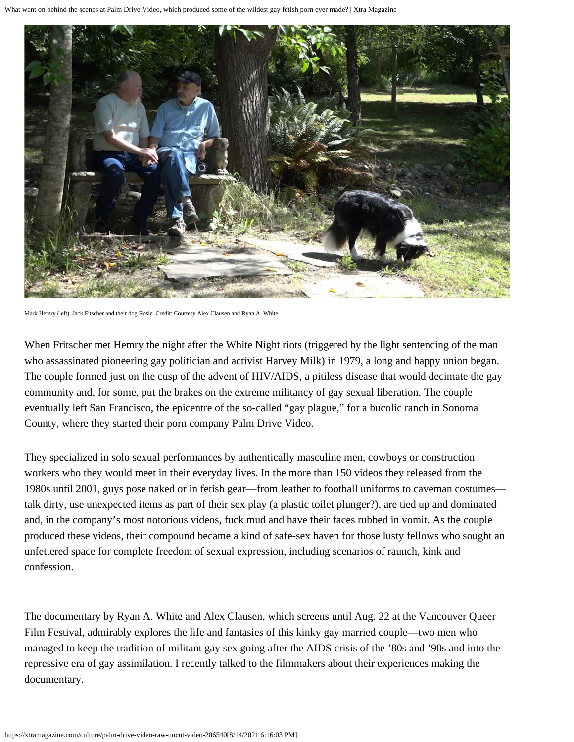Mark Hemry (left), Jack Fitscher and their dog Rosie. Credit: Courtesy Alex Clausen and Ryan A. White

When Fritscher met Hemry the night after the White Night riots (triggered by the light sentencing of the man who assassinated pioneering gay politician and activist Harvey Milk) in 1979, a long and happy union began. The couple formed just on the cusp of the advent of HIV/AIDS, a pitiless disease that would decimate the gay community and, for some, put the brakes on the extreme militancy of gay sexual liberation. The couple eventually left San Francisco, the epicentre of the so-called "gay plague," for a bucolic ranch in Sonoma County, where they started their porn company Palm Drive Video.

They specialized in solo sexual performances by authentically masculine men, cowboys or construction workers who they would meet in their everyday lives. In the more than 150 videos they released from the 1980s until 2001, guys pose naked or in fetish gear—from leather to football uniforms to caveman costumes—talk dirty, use unexpected items as part of their sex play (a plastic toilet plunger?), are tied up and dominated and, in the company's most notorious videos, fuck mud and have their faces rubbed in vomit. As the couple produced these videos, their compound became a kind of safe-sex haven for those lusty fellows who sought an unfettered space for complete freedom of sexual expression, including scenarios of raunch, kink and confession.

The documentary by Ryan A. White and Alex Clausen, which screens until Aug. 22 at the Vancouver Queer Film Festival, admirably explores the life and fantasies of this kinky gay married couple—two men who managed to keep the tradition of militant gay sex going after the AIDS crisis of the '80s and '90s and into the repressive era of gay assimilation. I recently talked to the filmmakers about their experiences making the documentary.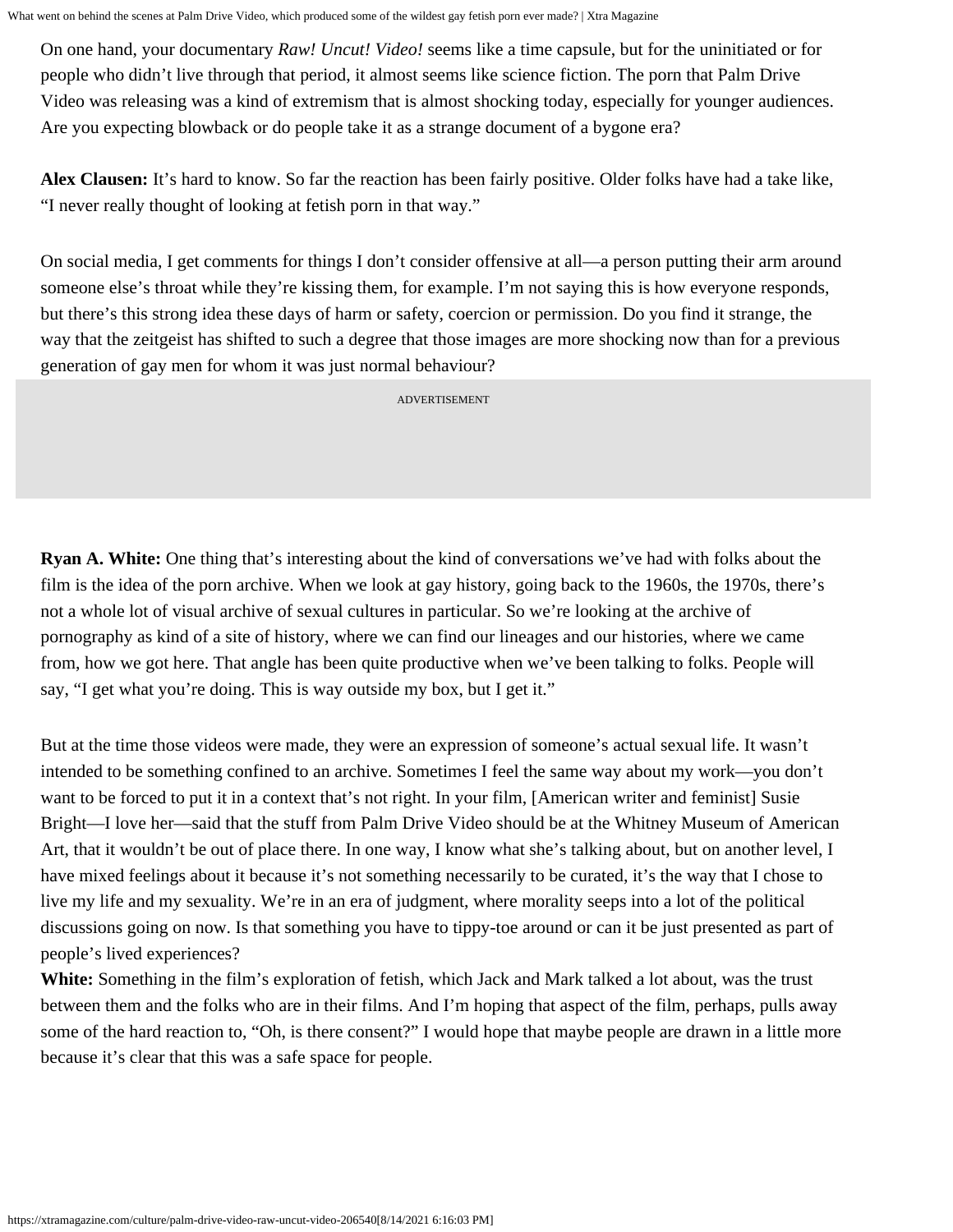On one hand, your documentary *Raw! Uncut! Video!* seems like a time capsule, but for the uninitiated or for people who didn't live through that period, it almost seems like science fiction. The porn that Palm Drive Video was releasing was a kind of extremism that is almost shocking today, especially for younger audiences. Are you expecting blowback or do people take it as a strange document of a bygone era?

**Alex Clausen:** It's hard to know. So far the reaction has been fairly positive. Older folks have had a take like, "I never really thought of looking at fetish porn in that way."

On social media, I get comments for things I don't consider offensive at all—a person putting their arm around someone else's throat while they're kissing them, for example. I'm not saying this is how everyone responds, but there's this strong idea these days of harm or safety, coercion or permission. Do you find it strange, the way that the zeitgeist has shifted to such a degree that those images are more shocking now than for a previous generation of gay men for whom it was just normal behaviour?

**Ryan A. White:** One thing that's interesting about the kind of conversations we've had with folks about the film is the idea of the porn archive. When we look at gay history, going back to the 1960s, the 1970s, there's not a whole lot of visual archive of sexual cultures in particular. So we're looking at the archive of pornography as kind of a site of history, where we can find our lineages and our histories, where we came from, how we got here. That angle has been quite productive when we've been talking to folks. People will say, "I get what you're doing. This is way outside my box, but I get it."

But at the time those videos were made, they were an expression of someone's actual sexual life. It wasn't intended to be something confined to an archive. Sometimes I feel the same way about my work—you don't want to be forced to put it in a context that's not right. In your film, [American writer and feminist] Susie Bright—I love her—said that the stuff from Palm Drive Video should be at the Whitney Museum of American Art, that it wouldn't be out of place there. In one way, I know what she's talking about, but on another level, I have mixed feelings about it because it's not something necessarily to be curated, it's the way that I chose to live my life and my sexuality. We're in an era of judgment, where morality seeps into a lot of the political discussions going on now. Is that something you have to tippy-toe around or can it be just presented as part of people's lived experiences?

**White:** Something in the film's exploration of fetish, which Jack and Mark talked a lot about, was the trust between them and the folks who are in their films. And I'm hoping that aspect of the film, perhaps, pulls away some of the hard reaction to, "Oh, is there consent?" I would hope that maybe people are drawn in a little more because it's clear that this was a safe space for people.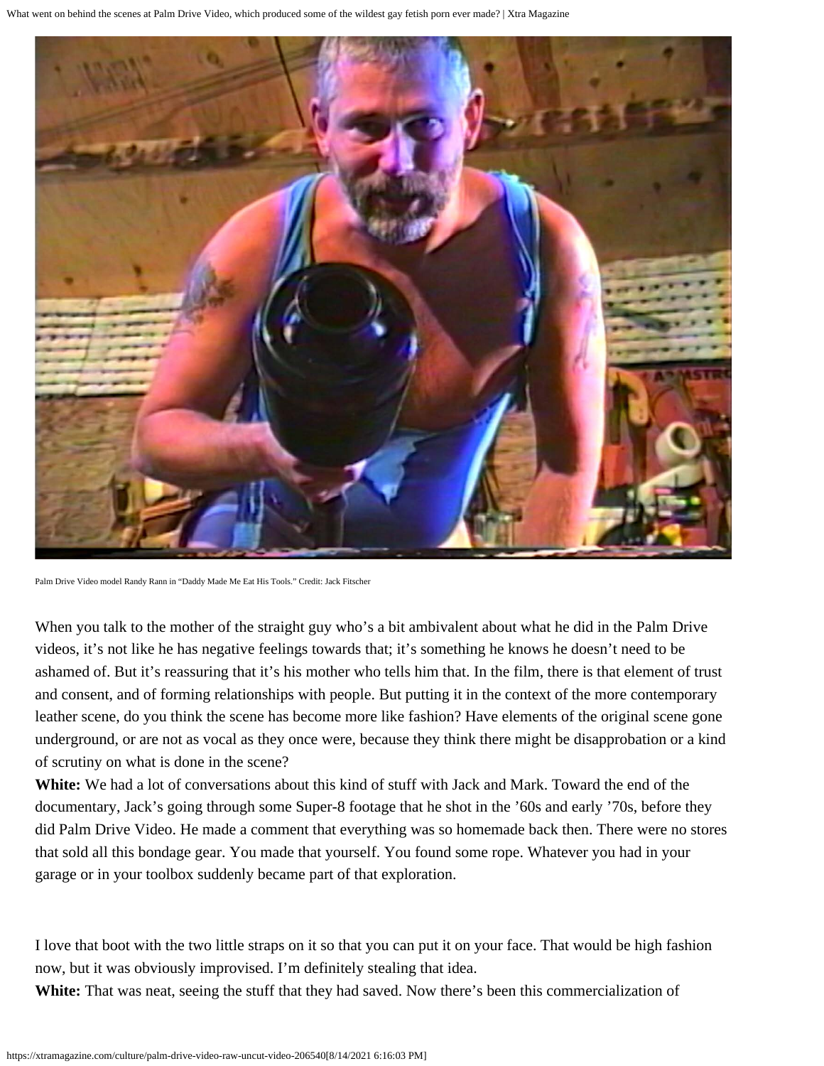Palm Drive Video model Randy Rann in "Daddy Made Me Eat His Tools." Credit: Jack Fitscher

When you talk to the mother of the straight guy who's a bit ambivalent about what he did in the Palm Drive videos, it's not like he has negative feelings towards that; it's something he knows he doesn't need to be ashamed of. But it's reassuring that it's his mother who tells him that. In the film, there is that element of trust and consent, and of forming relationships with people. But putting it in the context of the more contemporary leather scene, do you think the scene has become more like fashion? Have elements of the original scene gone underground, or are not as vocal as they once were, because they think there might be disapprobation or a kind of scrutiny on what is done in the scene?

**White:** We had a lot of conversations about this kind of stuff with Jack and Mark. Toward the end of the documentary, Jack's going through some Super-8 footage that he shot in the '60s and early '70s, before they did Palm Drive Video. He made a comment that everything was so homemade back then. There were no stores that sold all this bondage gear. You made that yourself. You found some rope. Whatever you had in your garage or in your toolbox suddenly became part of that exploration.

I love that boot with the two little straps on it so that you can put it on your face. That would be high fashion now, but it was obviously improvised. I'm definitely stealing that idea.

**White:** That was neat, seeing the stuff that they had saved. Now there's been this commercialization of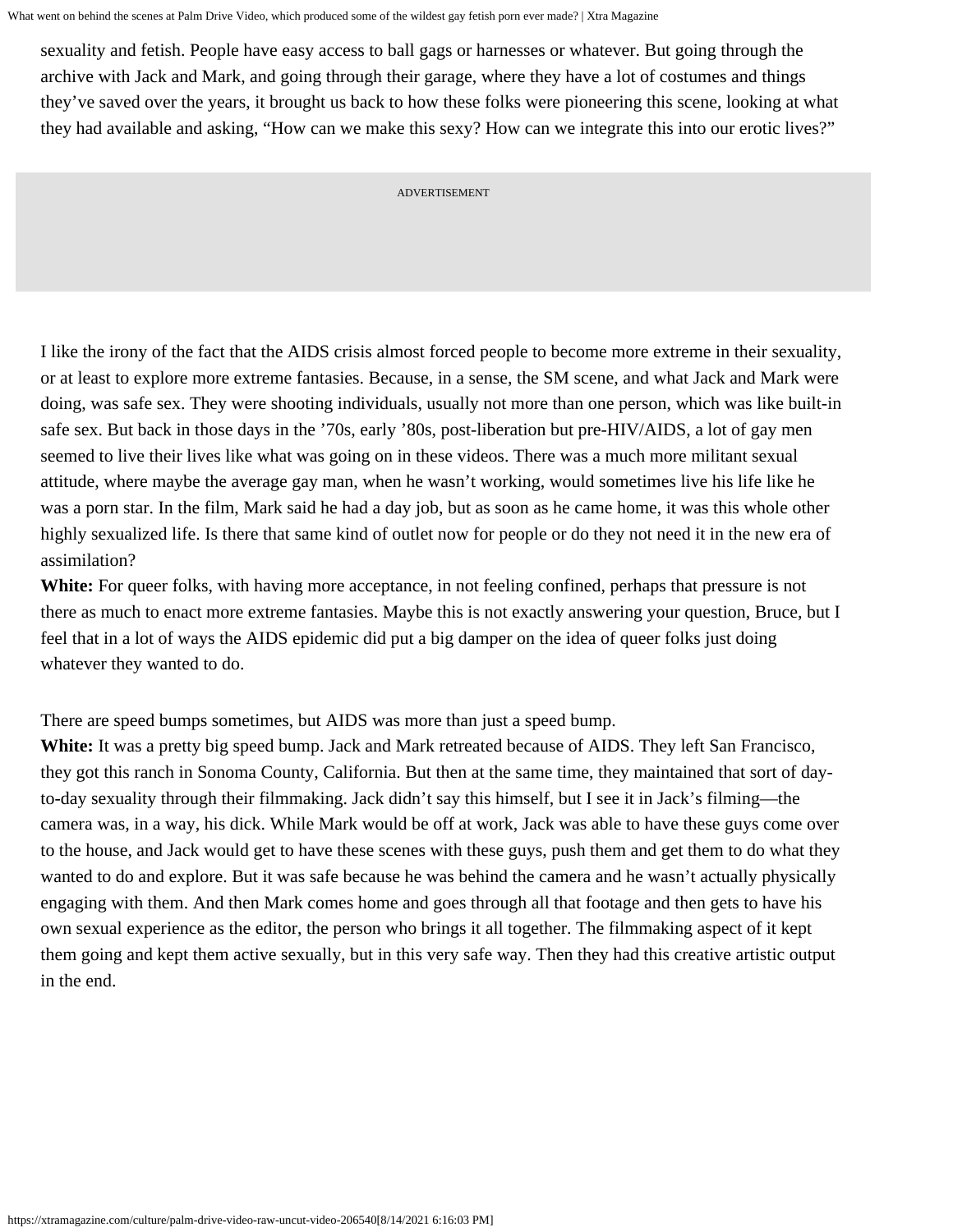sexuality and fetish. People have easy access to ball gags or harnesses or whatever. But going through the archive with Jack and Mark, and going through their garage, where they have a lot of costumes and things they've saved over the years, it brought us back to how these folks were pioneering this scene, looking at what they had available and asking, "How can we make this sexy? How can we integrate this into our erotic lives?"

ADVERTISEMENT

I like the irony of the fact that the AIDS crisis almost forced people to become more extreme in their sexuality, or at least to explore more extreme fantasies. Because, in a sense, the SM scene, and what Jack and Mark were doing, was safe sex. They were shooting individuals, usually not more than one person, which was like built-in safe sex. But back in those days in the '70s, early '80s, post-liberation but pre-HIV/AIDS, a lot of gay men seemed to live their lives like what was going on in these videos. There was a much more militant sexual attitude, where maybe the average gay man, when he wasn't working, would sometimes live his life like he was a porn star. In the film, Mark said he had a day job, but as soon as he came home, it was this whole other highly sexualized life. Is there that same kind of outlet now for people or do they not need it in the new era of assimilation?

**White:** For queer folks, with having more acceptance, in not feeling confined, perhaps that pressure is not there as much to enact more extreme fantasies. Maybe this is not exactly answering your question, Bruce, but I feel that in a lot of ways the AIDS epidemic did put a big damper on the idea of queer folks just doing whatever they wanted to do.

There are speed bumps sometimes, but AIDS was more than just a speed bump.

**White:** It was a pretty big speed bump. Jack and Mark retreated because of AIDS. They left San Francisco, they got this ranch in Sonoma County, California. But then at the same time, they maintained that sort of day-to-day sexuality through their filmmaking. Jack didn't say this himself, but I see it in Jack's filming—the camera was, in a way, his dick. While Mark would be off at work, Jack was able to have these guys come over to the house, and Jack would get to have these scenes with these guys, push them and get them to do what they wanted to do and explore. But it was safe because he was behind the camera and he wasn't actually physically engaging with them. And then Mark comes home and goes through all that footage and then gets to have his own sexual experience as the editor, the person who brings it all together. The filmmaking aspect of it kept them going and kept them active sexually, but in this very safe way. Then they had this creative artistic output in the end.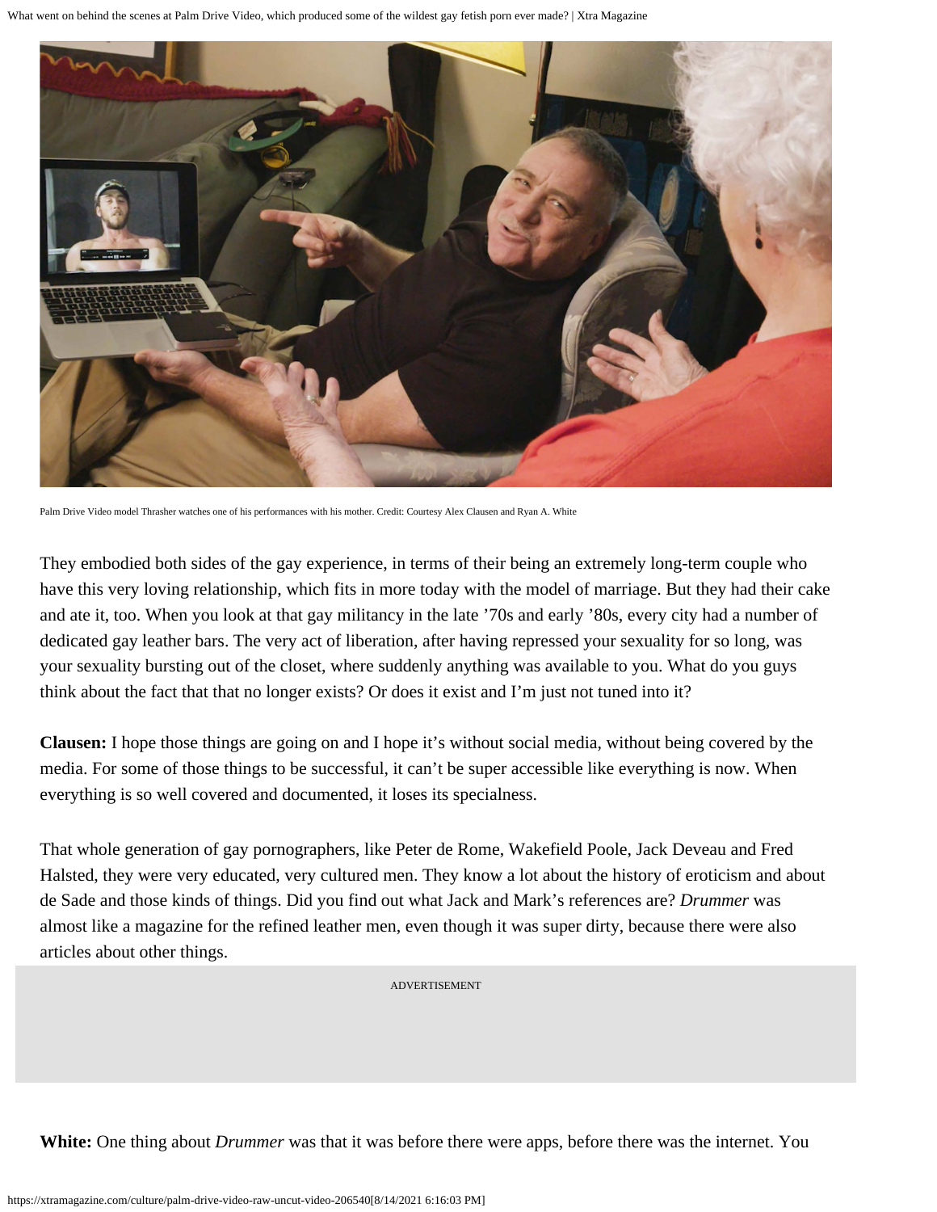Palm Drive Video model Thrasher watches one of his performances with his mother. Credit: Courtesy Alex Clausen and Ryan A. White

They embodied both sides of the gay experience, in terms of their being an extremely long-term couple who have this very loving relationship, which fits in more today with the model of marriage. But they had their cake and ate it, too. When you look at that gay militancy in the late ’70s and early ’80s, every city had a number of dedicated gay leather bars. The very act of liberation, after having repressed your sexuality for so long, was your sexuality bursting out of the closet, where suddenly anything was available to you. What do you guys think about the fact that that no longer exists? Or does it exist and I’m just not tuned into it?

**Clausen:** I hope those things are going on and I hope it’s without social media, without being covered by the media. For some of those things to be successful, it can’t be super accessible like everything is now. When everything is so well covered and documented, it loses its specialness.

That whole generation of gay pornographers, like Peter de Rome, Wakefield Poole, Jack Deveau and Fred Halsted, they were very educated, very cultured men. They know a lot about the history of eroticism and about de Sade and those kinds of things. Did you find out what Jack and Mark’s references are? *Drummer* was almost like a magazine for the refined leather men, even though it was super dirty, because there were also articles about other things.

**White:** One thing about *Drummer* was that it was before there were apps, before there was the internet. You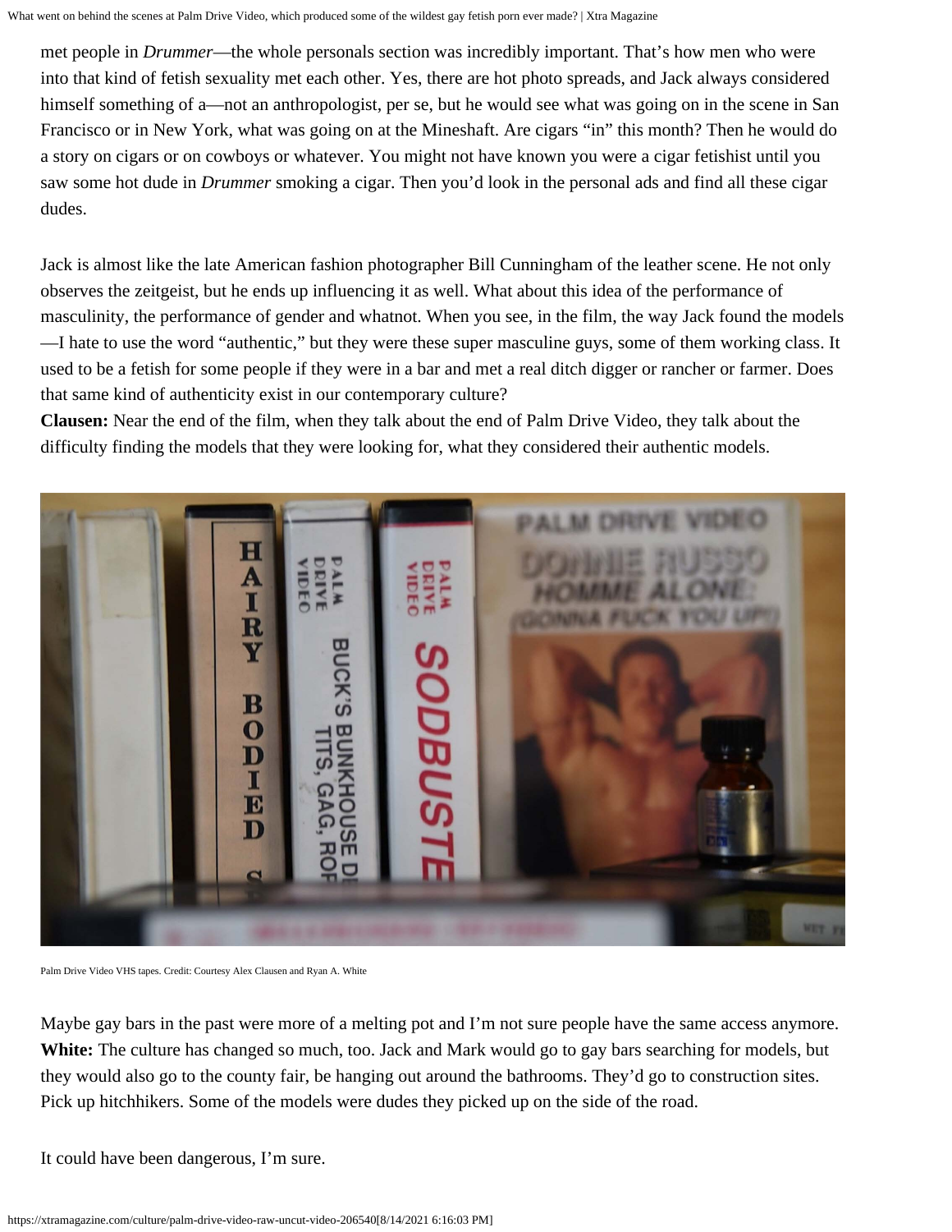met people in *Drummer*—the whole personals section was incredibly important. That's how men who were into that kind of fetish sexuality met each other. Yes, there are hot photo spreads, and Jack always considered himself something of a—not an anthropologist, per se, but he would see what was going on in the scene in San Francisco or in New York, what was going on at the Mineshaft. Are cigars "in" this month? Then he would do a story on cigars or on cowboys or whatever. You might not have known you were a cigar fetishist until you saw some hot dude in *Drummer* smoking a cigar. Then you'd look in the personal ads and find all these cigar dudes.

Jack is almost like the late American fashion photographer Bill Cunningham of the leather scene. He not only observes the zeitgeist, but he ends up influencing it as well. What about this idea of the performance of masculinity, the performance of gender and whatnot. When you see, in the film, the way Jack found the models—I hate to use the word "authentic," but they were these super masculine guys, some of them working class. It used to be a fetish for some people if they were in a bar and met a real ditch digger or rancher or farmer. Does that same kind of authenticity exist in our contemporary culture?

**Clausen:** Near the end of the film, when they talk about the end of Palm Drive Video, they talk about the difficulty finding the models that they were looking for, what they considered their authentic models.

Palm Drive Video VHS tapes. Credit: Courtesy Alex Clausen and Ryan A. White

Maybe gay bars in the past were more of a melting pot and I'm not sure people have the same access anymore.

**White:** The culture has changed so much, too. Jack and Mark would go to gay bars searching for models, but they would also go to the county fair, be hanging out around the bathrooms. They'd go to construction sites. Pick up hitchhikers. Some of the models were dudes they picked up on the side of the road.

It could have been dangerous, I'm sure.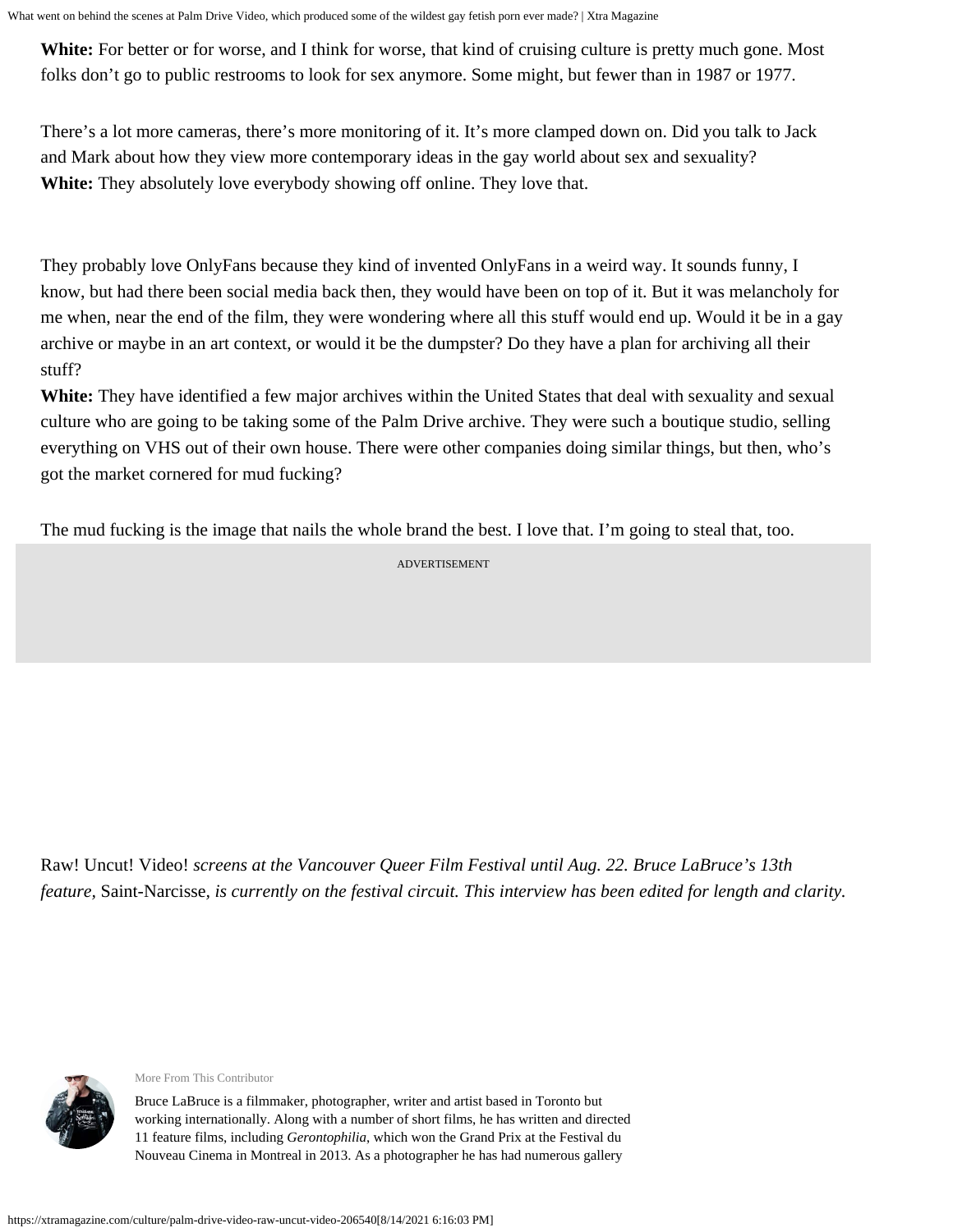**White:** For better or for worse, and I think for worse, that kind of cruising culture is pretty much gone. Most folks don't go to public restrooms to look for sex anymore. Some might, but fewer than in 1987 or 1977.

There's a lot more cameras, there's more monitoring of it. It's more clamped down on. Did you talk to Jack and Mark about how they view more contemporary ideas in the gay world about sex and sexuality?
**White:** They absolutely love everybody showing off online. They love that.

They probably love OnlyFans because they kind of invented OnlyFans in a weird way. It sounds funny, I know, but had there been social media back then, they would have been on top of it. But it was melancholy for me when, near the end of the film, they were wondering where all this stuff would end up. Would it be in a gay archive or maybe in an art context, or would it be the dumpster? Do they have a plan for archiving all their stuff?
**White:** They have identified a few major archives within the United States that deal with sexuality and sexual culture who are going to be taking some of the Palm Drive archive. They were such a boutique studio, selling everything on VHS out of their own house. There were other companies doing similar things, but then, who's got the market cornered for mud fucking?

The mud fucking is the image that nails the whole brand the best. I love that. I'm going to steal that, too.

Raw! Uncut! Video! *screens at the Vancouver Queer Film Festival until Aug. 22. Bruce LaBruce's 13th feature,* Saint-Narcisse, *is currently on the festival circuit. This interview has been edited for length and clarity.*

More From This Contributor

Bruce LaBruce is a filmmaker, photographer, writer and artist based in Toronto but working internationally. Along with a number of short films, he has written and directed 11 feature films, including *Gerontophilia*, which won the Grand Prix at the Festival du Nouveau Cinema in Montreal in 2013. As a photographer he has had numerous gallery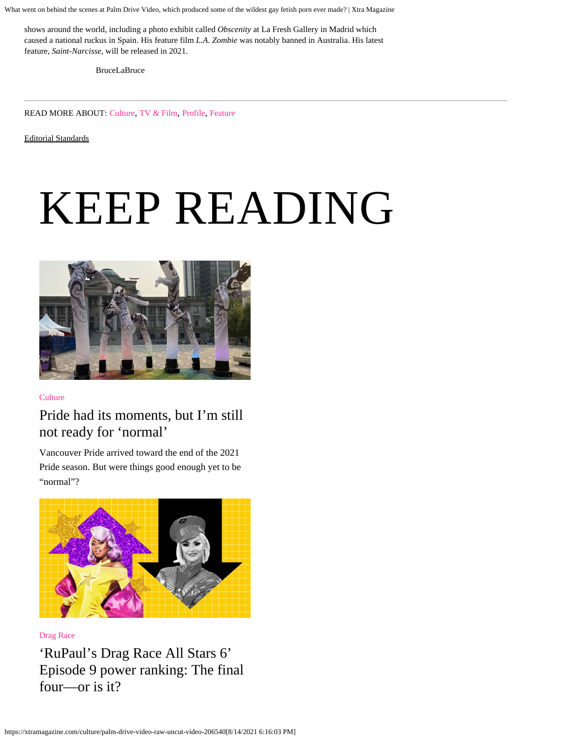shows around the world, including a photo exhibit called *Obscenity* at La Fresh Gallery in Madrid which caused a national ruckus in Spain. His feature film *L.A. Zombie* was notably banned in Australia. His latest feature, *Saint-Narcisse*, will be released in 2021.

BruceLaBruce

---

READ MORE ABOUT: Culture, TV & Film, Profile, Feature

Editorial Standards

# KEEP READING

Culture

## Pride had its moments, but I'm still not ready for 'normal'

Vancouver Pride arrived toward the end of the 2021 Pride season. But were things good enough yet to be "normal"?

Drag Race

## 'RuPaul's Drag Race All Stars 6' Episode 9 power ranking: The final four—or is it?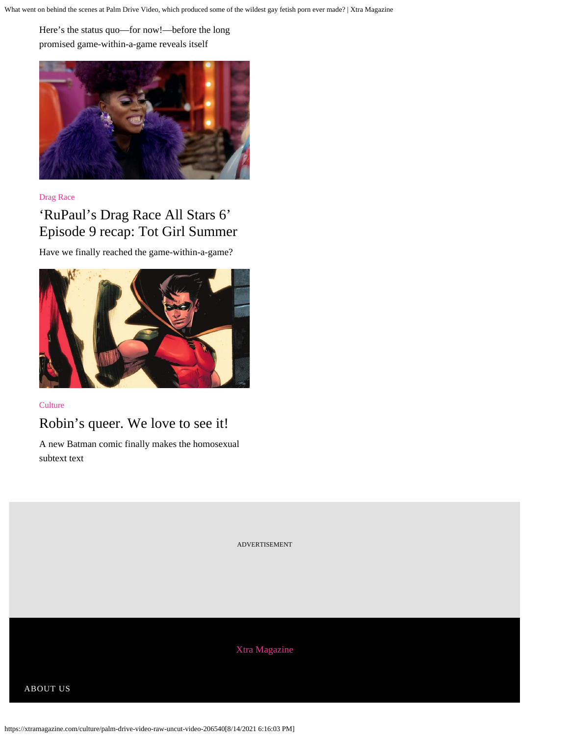Here’s the status quo—for now!—before the long promised game-within-a-game reveals itself

Drag Race

## ‘RuPaul’s Drag Race All Stars 6’ Episode 9 recap: Tot Girl Summer

Have we finally reached the game-within-a-game?

Culture

## Robin’s queer. We love to see it!

A new Batman comic finally makes the homosexual subtext text

ADVERTISEMENT

Xtra Magazine

ABOUT US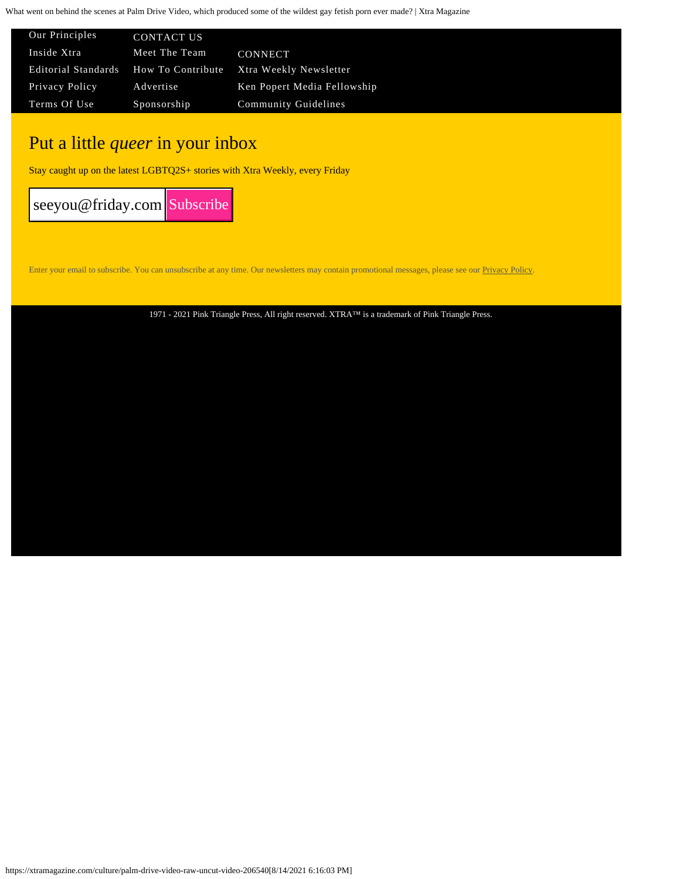Our Principles
Inside Xtra
Editorial Standards
Privacy Policy
Terms Of Use

CONTACT US
Meet The Team
How To Contribute
Advertise
Sponsorship

CONNECT
Xtra Weekly Newsletter
Ken Popert Media Fellowship
Community Guidelines

# Put a little *queer* in your inbox

Stay caught up on the latest LGBTQ2S+ stories with Xtra Weekly, every Friday

seeyou@friday.com Subscribe

Enter your email to subscribe. You can unsubscribe at any time. Our newsletters may contain promotional messages, please see our Privacy Policy.

1971 - 2021 Pink Triangle Press, All right reserved. XTRA™ is a trademark of Pink Triangle Press.